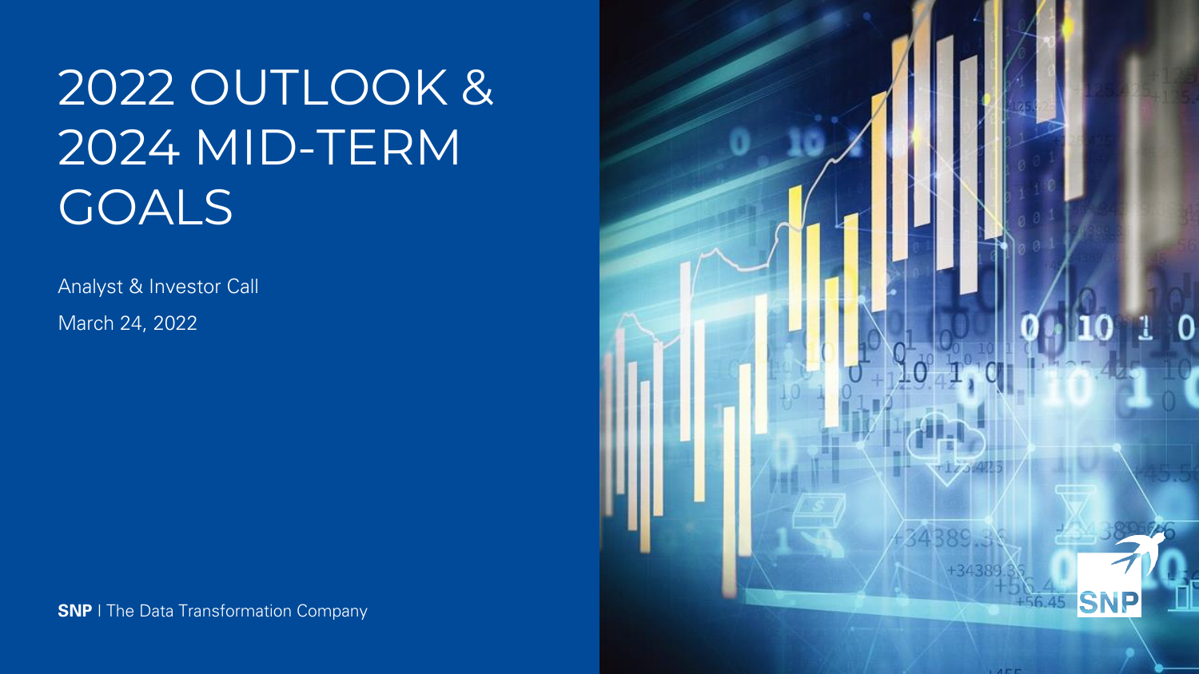# 2022 OUTLOOK & 2024 MID-TERM GOALS

Analyst & Investor Call

March 24, 2022

**SNP** | The Data Transformation Company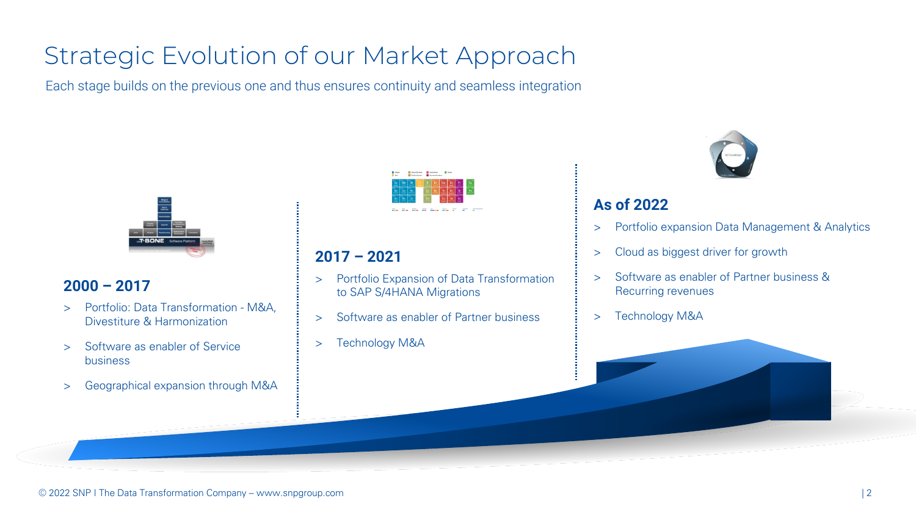# Strategic Evolution of our Market Approach

Each stage builds on the previous one and thus ensures continuity and seamless integration

### 2000 – 2017

- Portfolio: Data Transformation - M&A, Divestiture & Harmonization
- Software as enabler of Service business
- Geographical expansion through M&A

### 2017 – 2021

- Portfolio Expansion of Data Transformation to SAP S/4HANA Migrations
- Software as enabler of Partner business
- Technology M&A

### As of 2022

- Portfolio expansion Data Management & Analytics
- Cloud as biggest driver for growth
- Software as enabler of Partner business & Recurring revenues
- Technology M&A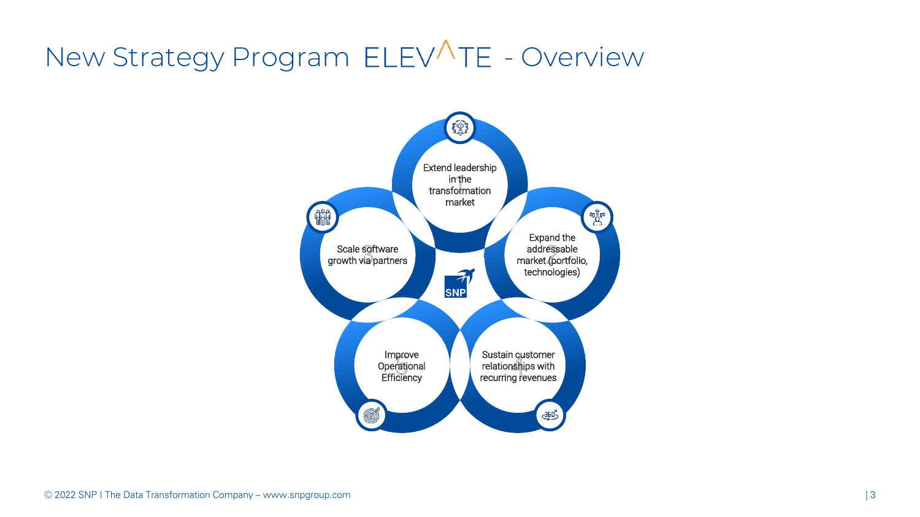# New Strategy Program ELEV^TE - Overview

1. Extend leadership in the transformation market
2. Expand the addressable market (portfolio, technologies)
3. Scale software growth via partners
4. Sustain customer relationships with recurring revenues
5. Improve Operational Efficiency

SNP

© 2022 SNP I The Data Transformation Company – www.snpgroup.com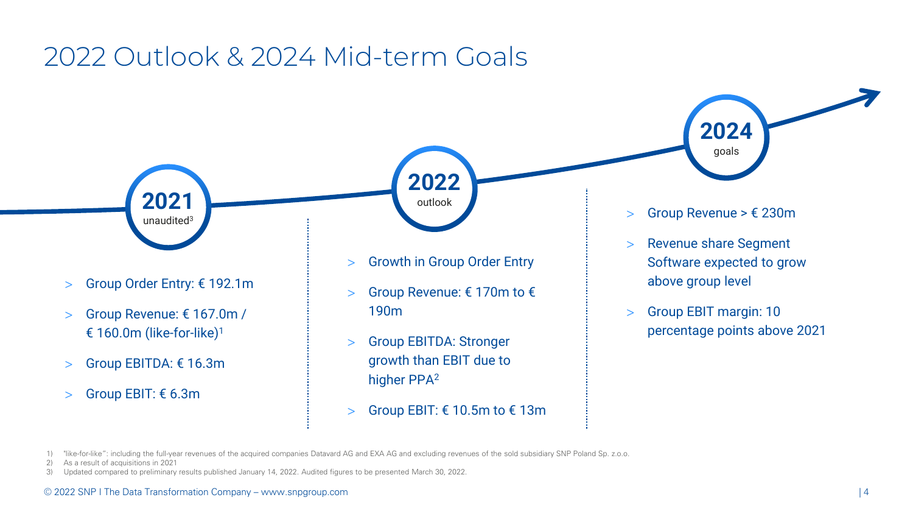# 2022 Outlook & 2024 Mid-term Goals

## 2021 unaudited[3]

- Group Order Entry: € 192.1m
- Group Revenue: € 167.0m / € 160.0m (like-for-like)[1]
- Group EBITDA: € 16.3m
- Group EBIT: € 6.3m

## 2022 outlook

- Growth in Group Order Entry
- Group Revenue: € 170m to € 190m
- Group EBITDA: Stronger growth than EBIT due to higher PPA[2]
- Group EBIT: € 10.5m to € 13m

## 2024 goals

- Group Revenue > € 230m
- Revenue share Segment Software expected to grow above group level
- Group EBIT margin: 10 percentage points above 2021

1) "like-for-like": including the full-year revenues of the acquired companies Datavard AG and EXA AG and excluding revenues of the sold subsidiary SNP Poland Sp. z.o.o.
2) As a result of acquisitions in 2021
3) Updated compared to preliminary results published January 14, 2022. Audited figures to be presented March 30, 2022.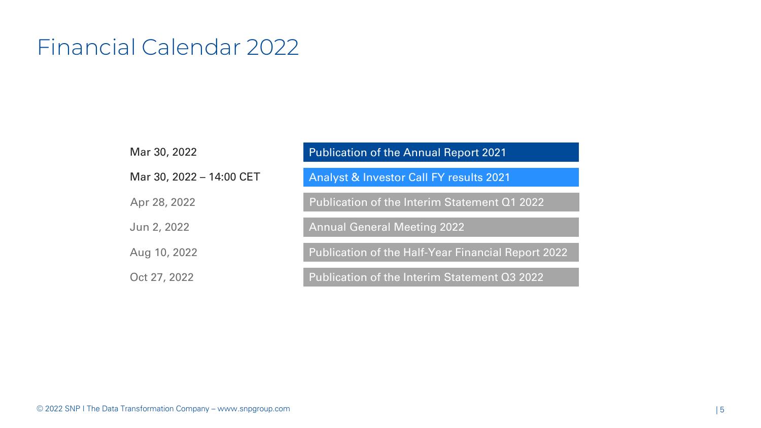# Financial Calendar 2022

| Date | Event |
|---|---|
| Mar 30, 2022 | Publication of the Annual Report 2021 |
| Mar 30, 2022 – 14:00 CET | Analyst & Investor Call FY results 2021 |
| Apr 28, 2022 | Publication of the Interim Statement Q1 2022 |
| Jun 2, 2022 | Annual General Meeting 2022 |
| Aug 10, 2022 | Publication of the Half-Year Financial Report 2022 |
| Oct 27, 2022 | Publication of the Interim Statement Q3 2022 |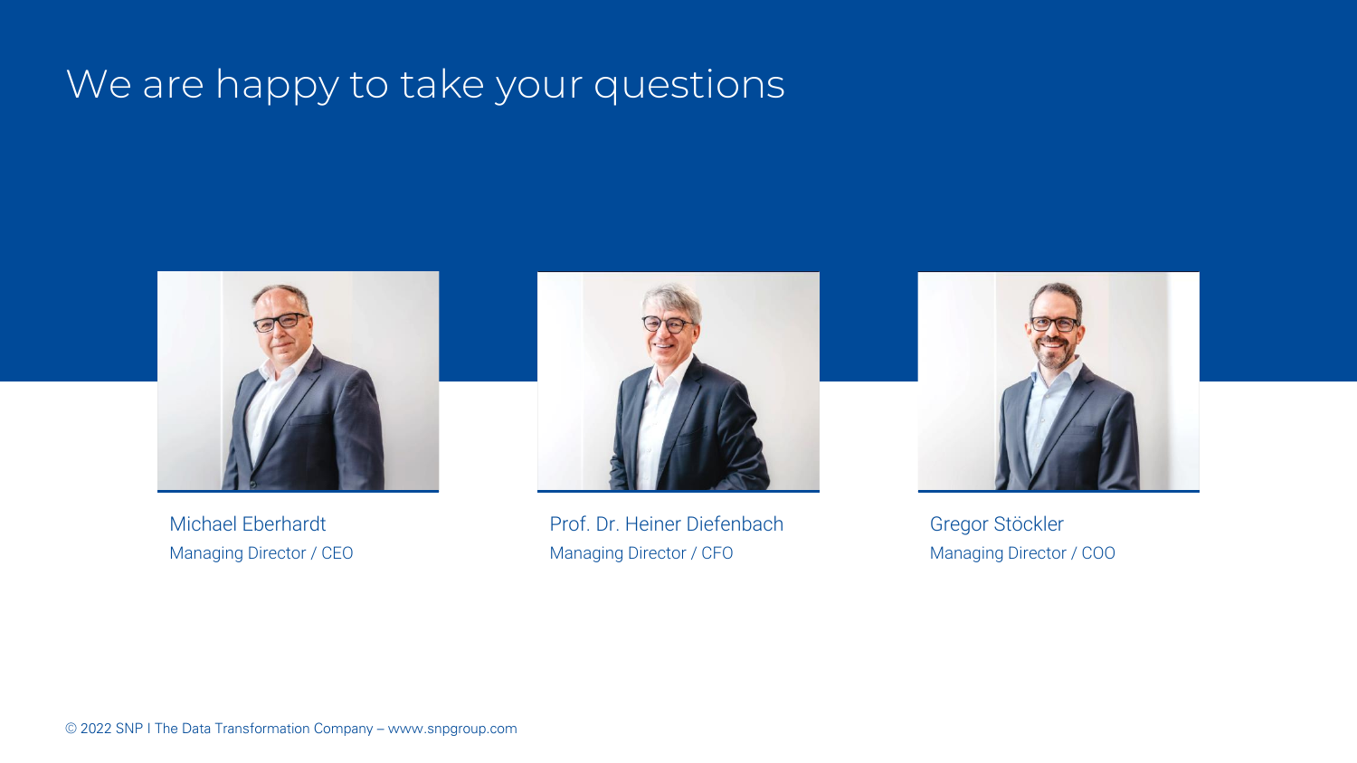# We are happy to take your questions

Michael Eberhardt
Managing Director / CEO

Prof. Dr. Heiner Diefenbach
Managing Director / CFO

Gregor Stöckler
Managing Director / COO

© 2022 SNP I The Data Transformation Company – www.snpgroup.com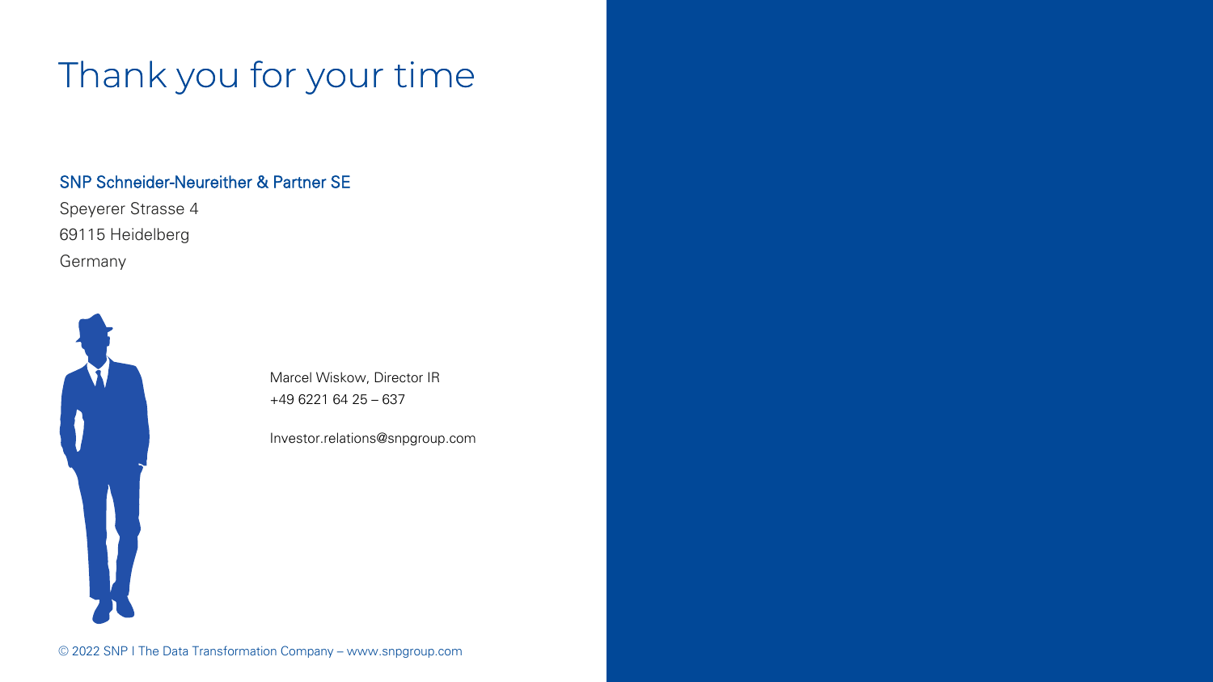# Thank you for your time

SNP Schneider-Neureither & Partner SE

Speyerer Strasse 4

69115 Heidelberg

Germany

Marcel Wiskow, Director IR

+49 6221 64 25 – 637

Investor.relations@snpgroup.com

© 2022 SNP I The Data Transformation Company – www.snpgroup.com